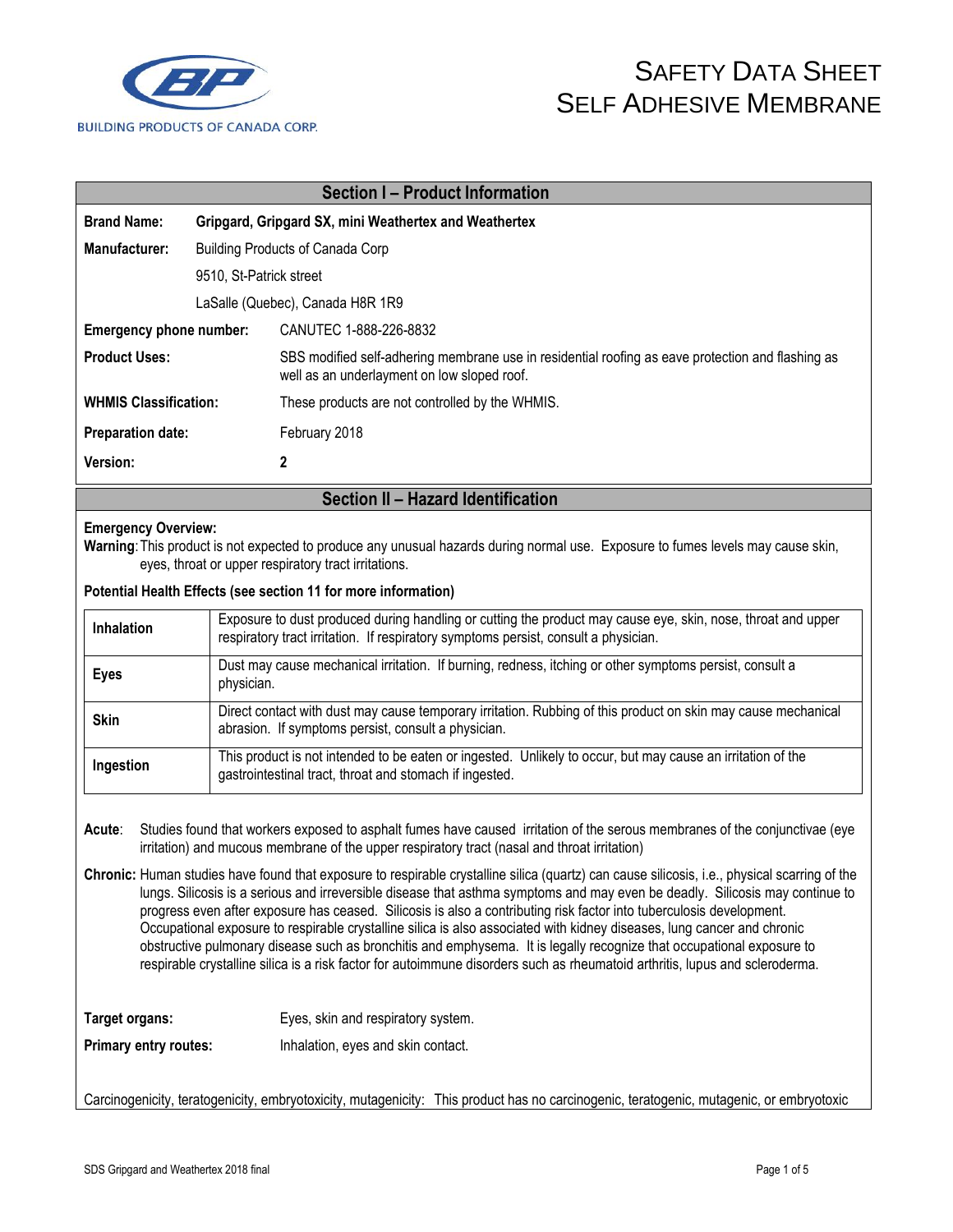BUILDING PRODUCTS OF CANADA CORP.

# SAFETY DATA SHEET
# SELF ADHESIVE MEMBRANE

## Section I – Product Information

| | |
|---|---|
| **Brand Name:** | **Gripgard, Gripgard SX, mini Weathertex and Weathertex** |
| **Manufacturer:** | Building Products of Canada Corp |
| | 9510, St-Patrick street |
| | LaSalle (Quebec), Canada H8R 1R9 |
| **Emergency phone number:** | CANUTEC 1-888-226-8832 |
| **Product Uses:** | SBS modified self-adhering membrane use in residential roofing as eave protection and flashing as well as an underlayment on low sloped roof. |
| **WHMIS Classification:** | These products are not controlled by the WHMIS. |
| **Preparation date:** | February 2018 |
| **Version:** | **2** |

## Section II – Hazard Identification

**Emergency Overview:**

**Warning**: This product is not expected to produce any unusual hazards during normal use. Exposure to fumes levels may cause skin, eyes, throat or upper respiratory tract irritations.

**Potential Health Effects (see section 11 for more information)**

| | |
|---|---|
| **Inhalation** | Exposure to dust produced during handling or cutting the product may cause eye, skin, nose, throat and upper respiratory tract irritation. If respiratory symptoms persist, consult a physician. |
| **Eyes** | Dust may cause mechanical irritation. If burning, redness, itching or other symptoms persist, consult a physician. |
| **Skin** | Direct contact with dust may cause temporary irritation. Rubbing of this product on skin may cause mechanical abrasion. If symptoms persist, consult a physician. |
| **Ingestion** | This product is not intended to be eaten or ingested. Unlikely to occur, but may cause an irritation of the gastrointestinal tract, throat and stomach if ingested. |

**Acute**: Studies found that workers exposed to asphalt fumes have caused irritation of the serous membranes of the conjunctivae (eye irritation) and mucous membrane of the upper respiratory tract (nasal and throat irritation)

**Chronic:** Human studies have found that exposure to respirable crystalline silica (quartz) can cause silicosis, i.e., physical scarring of the lungs. Silicosis is a serious and irreversible disease that asthma symptoms and may even be deadly. Silicosis may continue to progress even after exposure has ceased. Silicosis is also a contributing risk factor into tuberculosis development. Occupational exposure to respirable crystalline silica is also associated with kidney diseases, lung cancer and chronic obstructive pulmonary disease such as bronchitis and emphysema. It is legally recognize that occupational exposure to respirable crystalline silica is a risk factor for autoimmune disorders such as rheumatoid arthritis, lupus and scleroderma.

**Target organs:** Eyes, skin and respiratory system.

**Primary entry routes:** Inhalation, eyes and skin contact.

Carcinogenicity, teratogenicity, embryotoxicity, mutagenicity: This product has no carcinogenic, teratogenic, mutagenic, or embryotoxic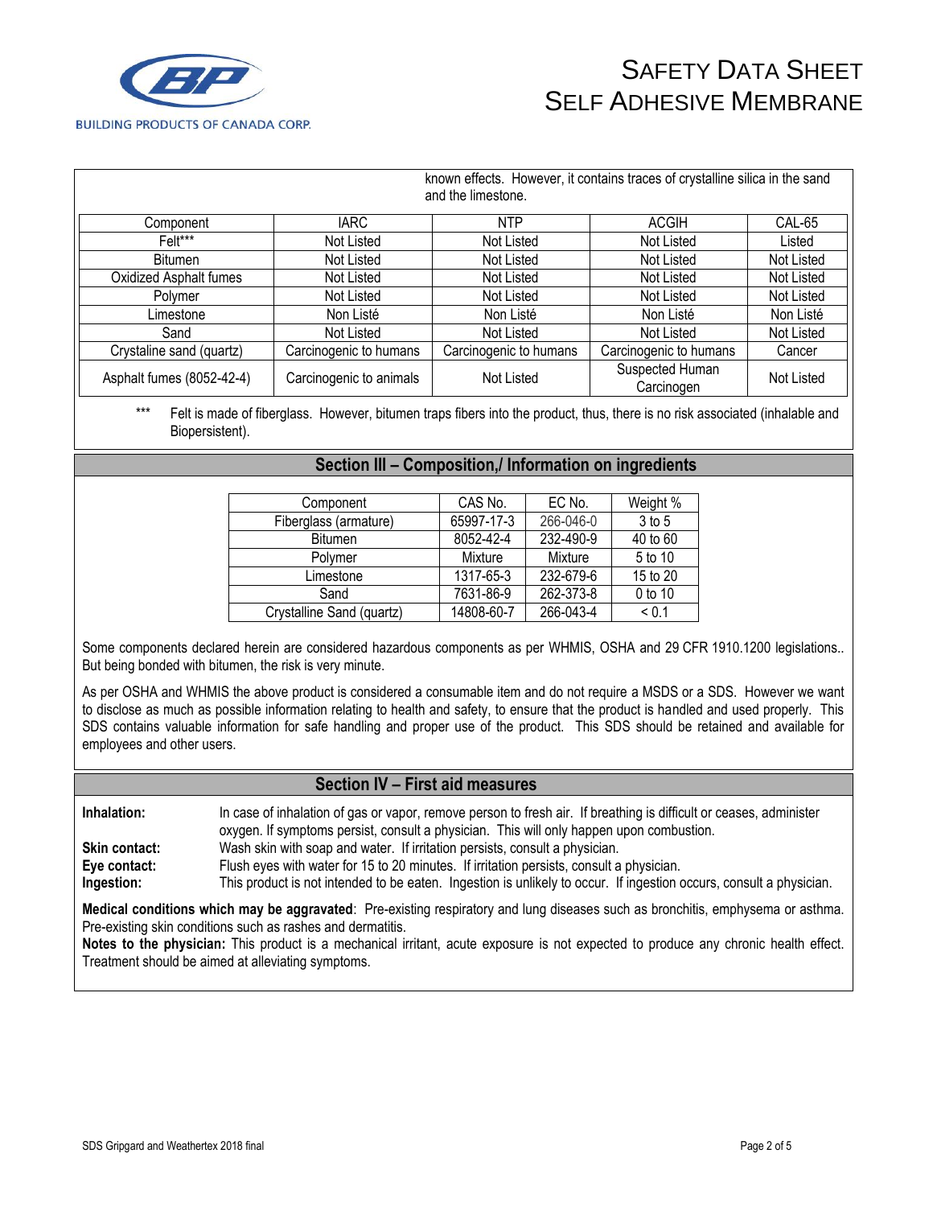known effects. However, it contains traces of crystalline silica in the sand and the limestone.

| Component | IARC | NTP | ACGIH | CAL-65 |
|---|---|---|---|---|
| Felt*** | Not Listed | Not Listed | Not Listed | Listed |
| Bitumen | Not Listed | Not Listed | Not Listed | Not Listed |
| Oxidized Asphalt fumes | Not Listed | Not Listed | Not Listed | Not Listed |
| Polymer | Not Listed | Not Listed | Not Listed | Not Listed |
| Limestone | Non Listé | Non Listé | Non Listé | Non Listé |
| Sand | Not Listed | Not Listed | Not Listed | Not Listed |
| Crystaline sand (quartz) | Carcinogenic to humans | Carcinogenic to humans | Carcinogenic to humans | Cancer |
| Asphalt fumes (8052-42-4) | Carcinogenic to animals | Not Listed | Suspected Human Carcinogen | Not Listed |

*** Felt is made of fiberglass. However, bitumen traps fibers into the product, thus, there is no risk associated (inhalable and Biopersistent).

## Section III – Composition,/ Information on ingredients

| Component | CAS No. | EC No. | Weight % |
|---|---|---|---|
| Fiberglass (armature) | 65997-17-3 | 266-046-0 | 3 to 5 |
| Bitumen | 8052-42-4 | 232-490-9 | 40 to 60 |
| Polymer | Mixture | Mixture | 5 to 10 |
| Limestone | 1317-65-3 | 232-679-6 | 15 to 20 |
| Sand | 7631-86-9 | 262-373-8 | 0 to 10 |
| Crystalline Sand (quartz) | 14808-60-7 | 266-043-4 | < 0.1 |

Some components declared herein are considered hazardous components as per WHMIS, OSHA and 29 CFR 1910.1200 legislations.. But being bonded with bitumen, the risk is very minute.

As per OSHA and WHMIS the above product is considered a consumable item and do not require a MSDS or a SDS. However we want to disclose as much as possible information relating to health and safety, to ensure that the product is handled and used properly. This SDS contains valuable information for safe handling and proper use of the product. This SDS should be retained and available for employees and other users.

## Section IV – First aid measures

**Inhalation:** In case of inhalation of gas or vapor, remove person to fresh air. If breathing is difficult or ceases, administer oxygen. If symptoms persist, consult a physician. This will only happen upon combustion.

**Skin contact:** Wash skin with soap and water. If irritation persists, consult a physician.

**Eye contact:** Flush eyes with water for 15 to 20 minutes. If irritation persists, consult a physician.

**Ingestion:** This product is not intended to be eaten. Ingestion is unlikely to occur. If ingestion occurs, consult a physician.

**Medical conditions which may be aggravated**: Pre-existing respiratory and lung diseases such as bronchitis, emphysema or asthma. Pre-existing skin conditions such as rashes and dermatitis.

**Notes to the physician:** This product is a mechanical irritant, acute exposure is not expected to produce any chronic health effect. Treatment should be aimed at alleviating symptoms.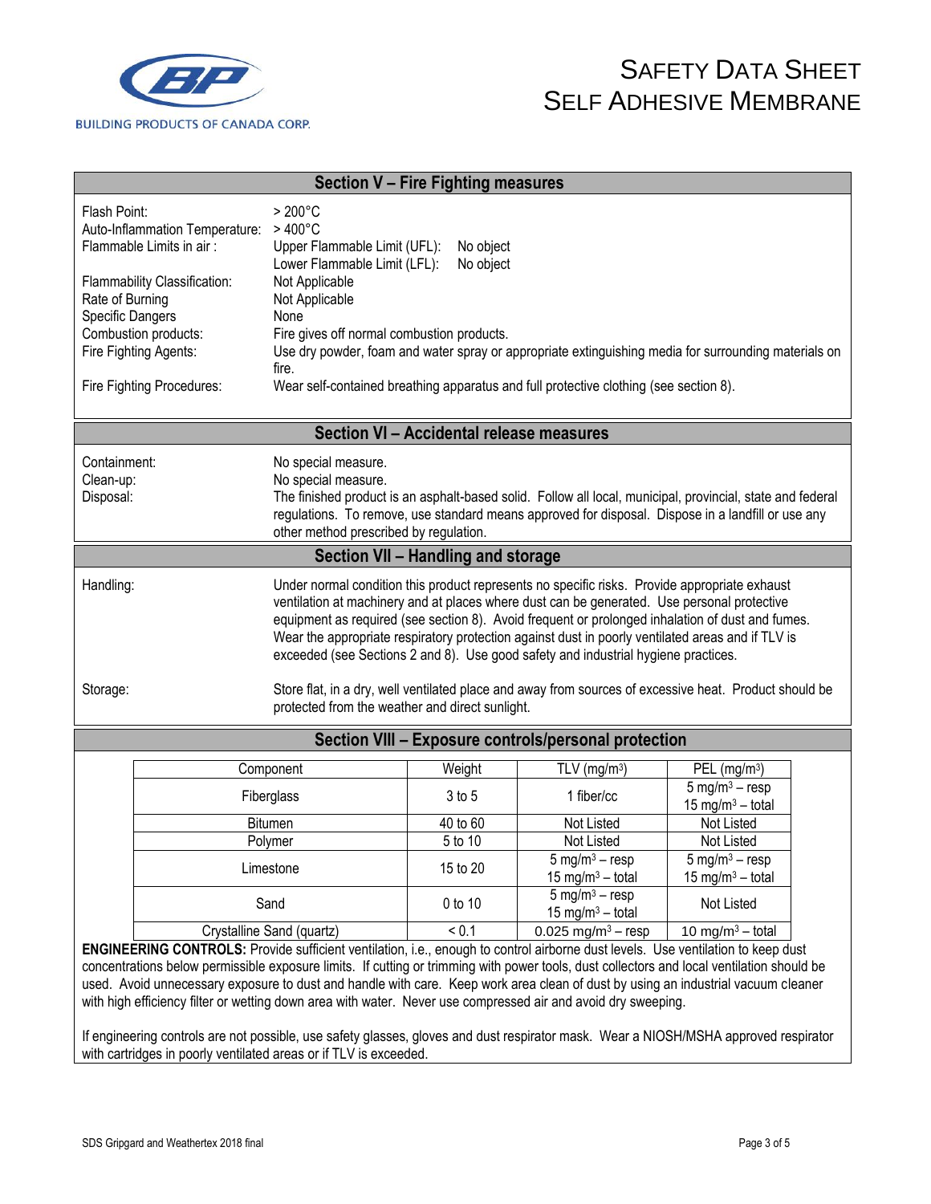# SAFETY DATA SHEET
# SELF ADHESIVE MEMBRANE

## Section V – Fire Fighting measures

| | |
|---|---|
| Flash Point: | > 200°C |
| Auto-Inflammation Temperature: | > 400°C |
| Flammable Limits in air : | Upper Flammable Limit (UFL): No object<br>Lower Flammable Limit (LFL): No object |
| Flammability Classification: | Not Applicable |
| Rate of Burning | Not Applicable |
| Specific Dangers | None |
| Combustion products: | Fire gives off normal combustion products. |
| Fire Fighting Agents: | Use dry powder, foam and water spray or appropriate extinguishing media for surrounding materials on fire. |
| Fire Fighting Procedures: | Wear self-contained breathing apparatus and full protective clothing (see section 8). |

## Section VI – Accidental release measures

| | |
|---|---|
| Containment: | No special measure. |
| Clean-up: | No special measure. |
| Disposal: | The finished product is an asphalt-based solid. Follow all local, municipal, provincial, state and federal regulations. To remove, use standard means approved for disposal. Dispose in a landfill or use any other method prescribed by regulation. |

## Section VII – Handling and storage

| | |
|---|---|
| Handling: | Under normal condition this product represents no specific risks. Provide appropriate exhaust ventilation at machinery and at places where dust can be generated. Use personal protective equipment as required (see section 8). Avoid frequent or prolonged inhalation of dust and fumes. Wear the appropriate respiratory protection against dust in poorly ventilated areas and if TLV is exceeded (see Sections 2 and 8). Use good safety and industrial hygiene practices. |
| Storage: | Store flat, in a dry, well ventilated place and away from sources of excessive heat. Product should be protected from the weather and direct sunlight. |

## Section VIII – Exposure controls/personal protection

| Component | Weight | TLV ($mg/m^3$) | PEL ($mg/m^3$) |
|---|---|---|---|
| Fiberglass | 3 to 5 | 1 fiber/cc | 5 $mg/m^3$ – resp<br>15 $mg/m^3$ – total |
| Bitumen | 40 to 60 | Not Listed | Not Listed |
| Polymer | 5 to 10 | Not Listed | Not Listed |
| Limestone | 15 to 20 | 5 $mg/m^3$ – resp<br>15 $mg/m^3$ – total | 5 $mg/m^3$ – resp<br>15 $mg/m^3$ – total |
| Sand | 0 to 10 | 5 $mg/m^3$ – resp<br>15 $mg/m^3$ – total | Not Listed |
| Crystalline Sand (quartz) | < 0.1 | 0.025 $mg/m^3$ – resp | 10 $mg/m^3$ – total |

**ENGINEERING CONTROLS:** Provide sufficient ventilation, i.e., enough to control airborne dust levels. Use ventilation to keep dust concentrations below permissible exposure limits. If cutting or trimming with power tools, dust collectors and local ventilation should be used. Avoid unnecessary exposure to dust and handle with care. Keep work area clean of dust by using an industrial vacuum cleaner with high efficiency filter or wetting down area with water. Never use compressed air and avoid dry sweeping.

If engineering controls are not possible, use safety glasses, gloves and dust respirator mask. Wear a NIOSH/MSHA approved respirator with cartridges in poorly ventilated areas or if TLV is exceeded.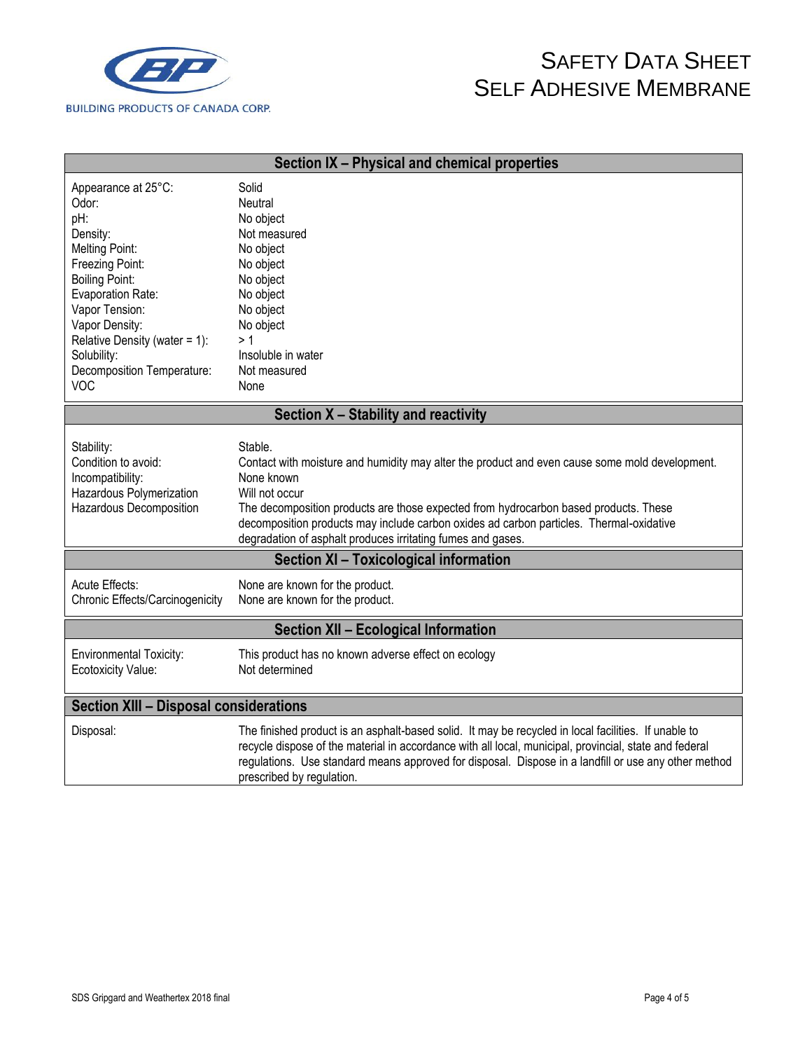# SAFETY DATA SHEET
# SELF ADHESIVE MEMBRANE

BUILDING PRODUCTS OF CANADA CORP.

## Section IX – Physical and chemical properties

| | |
|---|---|
| Appearance at 25°C: | Solid |
| Odor: | Neutral |
| pH: | No object |
| Density: | Not measured |
| Melting Point: | No object |
| Freezing Point: | No object |
| Boiling Point: | No object |
| Evaporation Rate: | No object |
| Vapor Tension: | No object |
| Vapor Density: | No object |
| Relative Density (water = 1): | > 1 |
| Solubility: | Insoluble in water |
| Decomposition Temperature: | Not measured |
| VOC | None |

## Section X – Stability and reactivity

| | |
|---|---|
| Stability: | Stable. |
| Condition to avoid: | Contact with moisture and humidity may alter the product and even cause some mold development. |
| Incompatibility: | None known |
| Hazardous Polymerization | Will not occur |
| Hazardous Decomposition | The decomposition products are those expected from hydrocarbon based products. These decomposition products may include carbon oxides ad carbon particles. Thermal-oxidative degradation of asphalt produces irritating fumes and gases. |

## Section XI – Toxicological information

| | |
|---|---|
| Acute Effects: | None are known for the product. |
| Chronic Effects/Carcinogenicity | None are known for the product. |

## Section XII – Ecological Information

| | |
|---|---|
| Environmental Toxicity: | This product has no known adverse effect on ecology |
| Ecotoxicity Value: | Not determined |

## Section XIII – Disposal considerations

| | |
|---|---|
| Disposal: | The finished product is an asphalt-based solid. It may be recycled in local facilities. If unable to recycle dispose of the material in accordance with all local, municipal, provincial, state and federal regulations. Use standard means approved for disposal. Dispose in a landfill or use any other method prescribed by regulation. |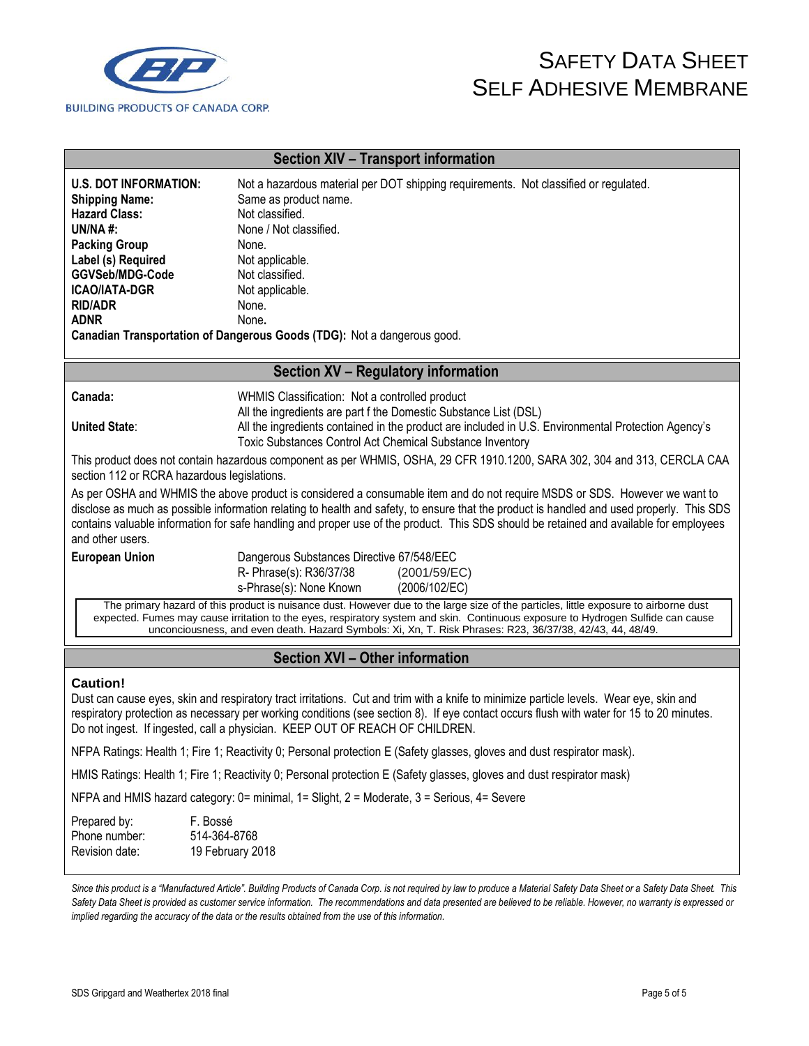## Section XIV – Transport information

| | |
|---|---|
| **U.S. DOT INFORMATION:** | Not a hazardous material per DOT shipping requirements. Not classified or regulated. |
| **Shipping Name:** | Same as product name. |
| **Hazard Class:** | Not classified. |
| **UN/NA #:** | None / Not classified. |
| **Packing Group** | None. |
| **Label (s) Required** | Not applicable. |
| **GGVSeb/MDG-Code** | Not classified. |
| **ICAO/IATA-DGR** | Not applicable. |
| **RID/ADR** | None. |
| **ADNR** | None. |

**Canadian Transportation of Dangerous Goods (TDG):** Not a dangerous good.

## Section XV – Regulatory information

| | |
|---|---|
| **Canada:** | WHMIS Classification: Not a controlled product<br>All the ingredients are part f the Domestic Substance List (DSL) |
| **United State**: | All the ingredients contained in the product are included in U.S. Environmental Protection Agency's Toxic Substances Control Act Chemical Substance Inventory |

This product does not contain hazardous component as per WHMIS, OSHA, 29 CFR 1910.1200, SARA 302, 304 and 313, CERCLA CAA section 112 or RCRA hazardous legislations.

As per OSHA and WHMIS the above product is considered a consumable item and do not require MSDS or SDS. However we want to disclose as much as possible information relating to health and safety, to ensure that the product is handled and used properly. This SDS contains valuable information for safe handling and proper use of the product. This SDS should be retained and available for employees and other users.

| | | |
|---|---|---|
| **European Union** | Dangerous Substances Directive 67/548/EEC | |
| | R- Phrase(s): R36/37/38 | (2001/59/EC) |
| | s-Phrase(s): None Known | (2006/102/EC) |

The primary hazard of this product is nuisance dust. However due to the large size of the particles, little exposure to airborne dust expected. Fumes may cause irritation to the eyes, respiratory system and skin. Continuous exposure to Hydrogen Sulfide can cause unconciousness, and even death. Hazard Symbols: Xi, Xn, T. Risk Phrases: R23, 36/37/38, 42/43, 44, 48/49.

## Section XVI – Other information

**Caution!**

Dust can cause eyes, skin and respiratory tract irritations. Cut and trim with a knife to minimize particle levels. Wear eye, skin and respiratory protection as necessary per working conditions (see section 8). If eye contact occurs flush with water for 15 to 20 minutes. Do not ingest. If ingested, call a physician. KEEP OUT OF REACH OF CHILDREN.

NFPA Ratings: Health 1; Fire 1; Reactivity 0; Personal protection E (Safety glasses, gloves and dust respirator mask).

HMIS Ratings: Health 1; Fire 1; Reactivity 0; Personal protection E (Safety glasses, gloves and dust respirator mask)

NFPA and HMIS hazard category: 0= minimal, 1= Slight, 2 = Moderate, 3 = Serious, 4= Severe

| | |
|---|---|
| Prepared by: | F. Bossé |
| Phone number: | 514-364-8768 |
| Revision date: | 19 February 2018 |

*Since this product is a "Manufactured Article". Building Products of Canada Corp. is not required by law to produce a Material Safety Data Sheet or a Safety Data Sheet. This Safety Data Sheet is provided as customer service information. The recommendations and data presented are believed to be reliable. However, no warranty is expressed or implied regarding the accuracy of the data or the results obtained from the use of this information.*